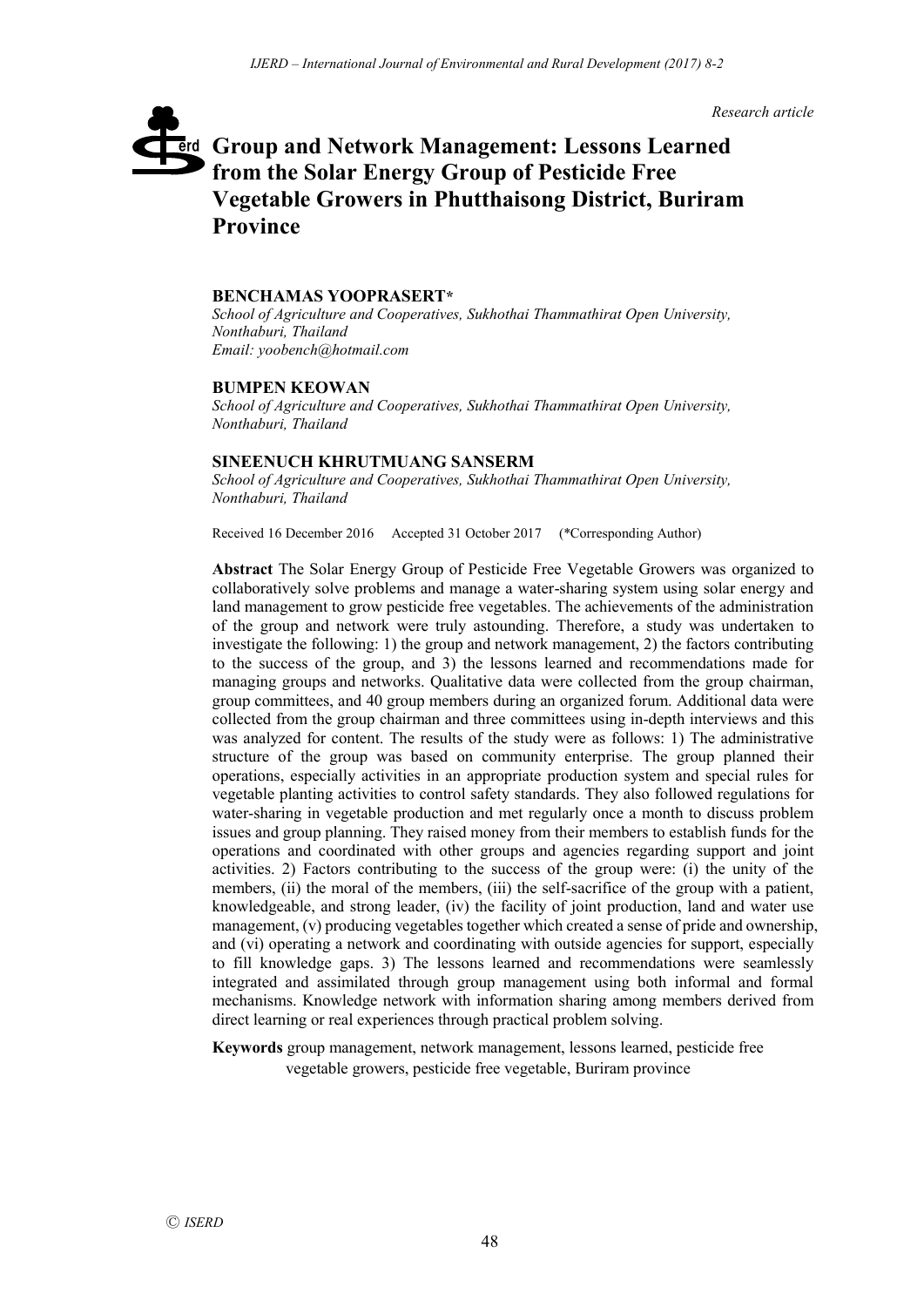*Research article*

# Group and Network Management: Lessons Learned from the Solar Energy Group of Pesticide Free Vegetable Growers in Phutthaisong District, Buriram Province

**BENCHAMAS YOOPRASERT***
*School of Agriculture and Cooperatives, Sukhothai Thammathirat Open University, Nonthaburi, Thailand*
*Email: yoobench@hotmail.com*

**BUMPEN KEOWAN**
*School of Agriculture and Cooperatives, Sukhothai Thammathirat Open University, Nonthaburi, Thailand*

**SINEENUCH KHRUTMUANG SANSERM**
*School of Agriculture and Cooperatives, Sukhothai Thammathirat Open University, Nonthaburi, Thailand*

Received 16 December 2016 Accepted 31 October 2017 (*Corresponding Author)

**Abstract** The Solar Energy Group of Pesticide Free Vegetable Growers was organized to collaboratively solve problems and manage a water-sharing system using solar energy and land management to grow pesticide free vegetables. The achievements of the administration of the group and network were truly astounding. Therefore, a study was undertaken to investigate the following: 1) the group and network management, 2) the factors contributing to the success of the group, and 3) the lessons learned and recommendations made for managing groups and networks. Qualitative data were collected from the group chairman, group committees, and 40 group members during an organized forum. Additional data were collected from the group chairman and three committees using in-depth interviews and this was analyzed for content. The results of the study were as follows: 1) The administrative structure of the group was based on community enterprise. The group planned their operations, especially activities in an appropriate production system and special rules for vegetable planting activities to control safety standards. They also followed regulations for water-sharing in vegetable production and met regularly once a month to discuss problem issues and group planning. They raised money from their members to establish funds for the operations and coordinated with other groups and agencies regarding support and joint activities. 2) Factors contributing to the success of the group were: (i) the unity of the members, (ii) the moral of the members, (iii) the self-sacrifice of the group with a patient, knowledgeable, and strong leader, (iv) the facility of joint production, land and water use management, (v) producing vegetables together which created a sense of pride and ownership, and (vi) operating a network and coordinating with outside agencies for support, especially to fill knowledge gaps. 3) The lessons learned and recommendations were seamlessly integrated and assimilated through group management using both informal and formal mechanisms. Knowledge network with information sharing among members derived from direct learning or real experiences through practical problem solving.

**Keywords** group management, network management, lessons learned, pesticide free vegetable growers, pesticide free vegetable, Buriram province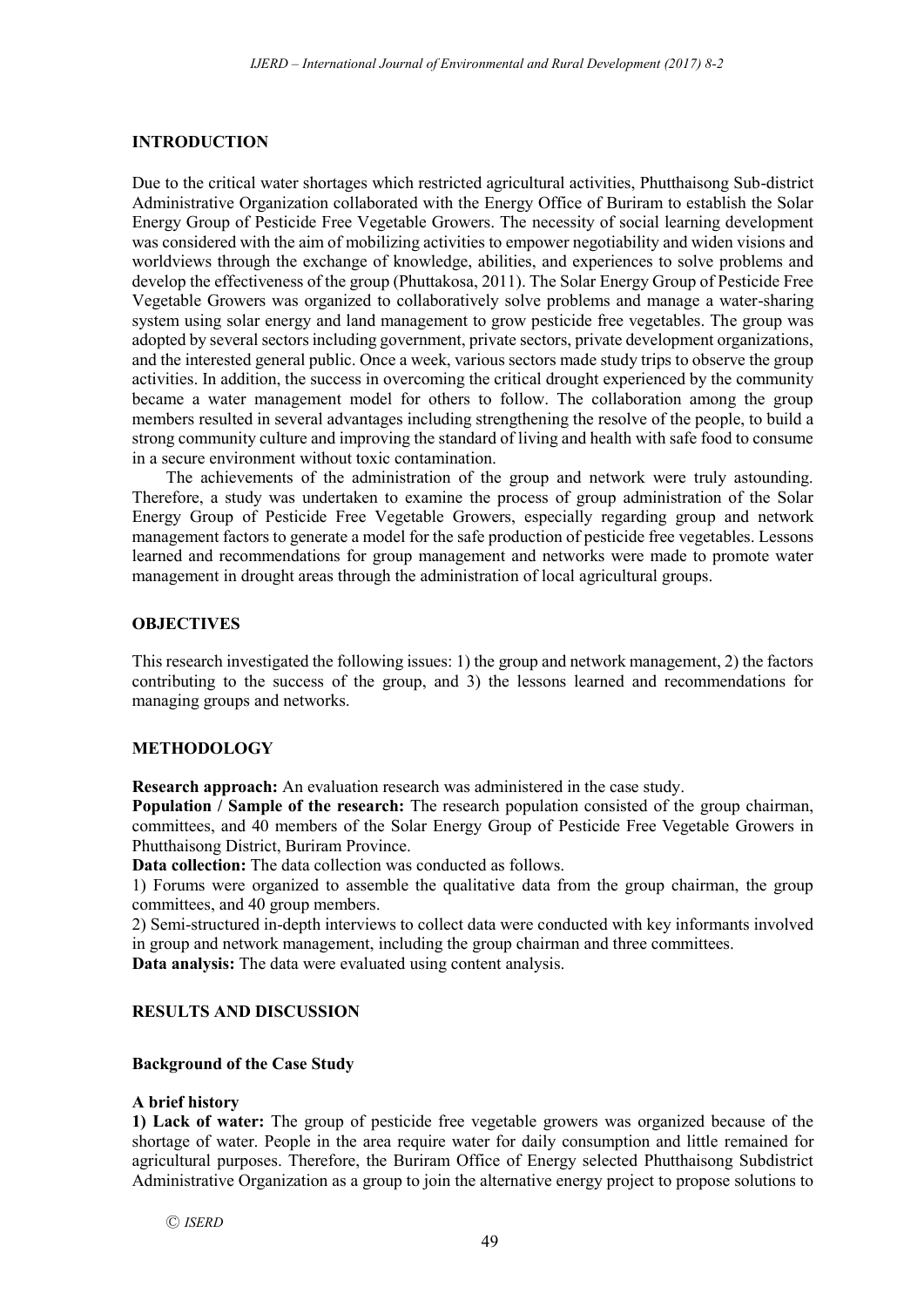## INTRODUCTION

Due to the critical water shortages which restricted agricultural activities, Phutthaisong Sub-district Administrative Organization collaborated with the Energy Office of Buriram to establish the Solar Energy Group of Pesticide Free Vegetable Growers. The necessity of social learning development was considered with the aim of mobilizing activities to empower negotiability and widen visions and worldviews through the exchange of knowledge, abilities, and experiences to solve problems and develop the effectiveness of the group (Phuttakosa, 2011). The Solar Energy Group of Pesticide Free Vegetable Growers was organized to collaboratively solve problems and manage a water-sharing system using solar energy and land management to grow pesticide free vegetables. The group was adopted by several sectors including government, private sectors, private development organizations, and the interested general public. Once a week, various sectors made study trips to observe the group activities. In addition, the success in overcoming the critical drought experienced by the community became a water management model for others to follow. The collaboration among the group members resulted in several advantages including strengthening the resolve of the people, to build a strong community culture and improving the standard of living and health with safe food to consume in a secure environment without toxic contamination.

The achievements of the administration of the group and network were truly astounding. Therefore, a study was undertaken to examine the process of group administration of the Solar Energy Group of Pesticide Free Vegetable Growers, especially regarding group and network management factors to generate a model for the safe production of pesticide free vegetables. Lessons learned and recommendations for group management and networks were made to promote water management in drought areas through the administration of local agricultural groups.

## OBJECTIVES

This research investigated the following issues: 1) the group and network management, 2) the factors contributing to the success of the group, and 3) the lessons learned and recommendations for managing groups and networks.

## METHODOLOGY

**Research approach:** An evaluation research was administered in the case study.

**Population / Sample of the research:** The research population consisted of the group chairman, committees, and 40 members of the Solar Energy Group of Pesticide Free Vegetable Growers in Phutthaisong District, Buriram Province.

**Data collection:** The data collection was conducted as follows.

1) Forums were organized to assemble the qualitative data from the group chairman, the group committees, and 40 group members.

2) Semi-structured in-depth interviews to collect data were conducted with key informants involved in group and network management, including the group chairman and three committees.

**Data analysis:** The data were evaluated using content analysis.

## RESULTS AND DISCUSSION

### Background of the Case Study

#### A brief history

**1) Lack of water:** The group of pesticide free vegetable growers was organized because of the shortage of water. People in the area require water for daily consumption and little remained for agricultural purposes. Therefore, the Buriram Office of Energy selected Phutthaisong Subdistrict Administrative Organization as a group to join the alternative energy project to propose solutions to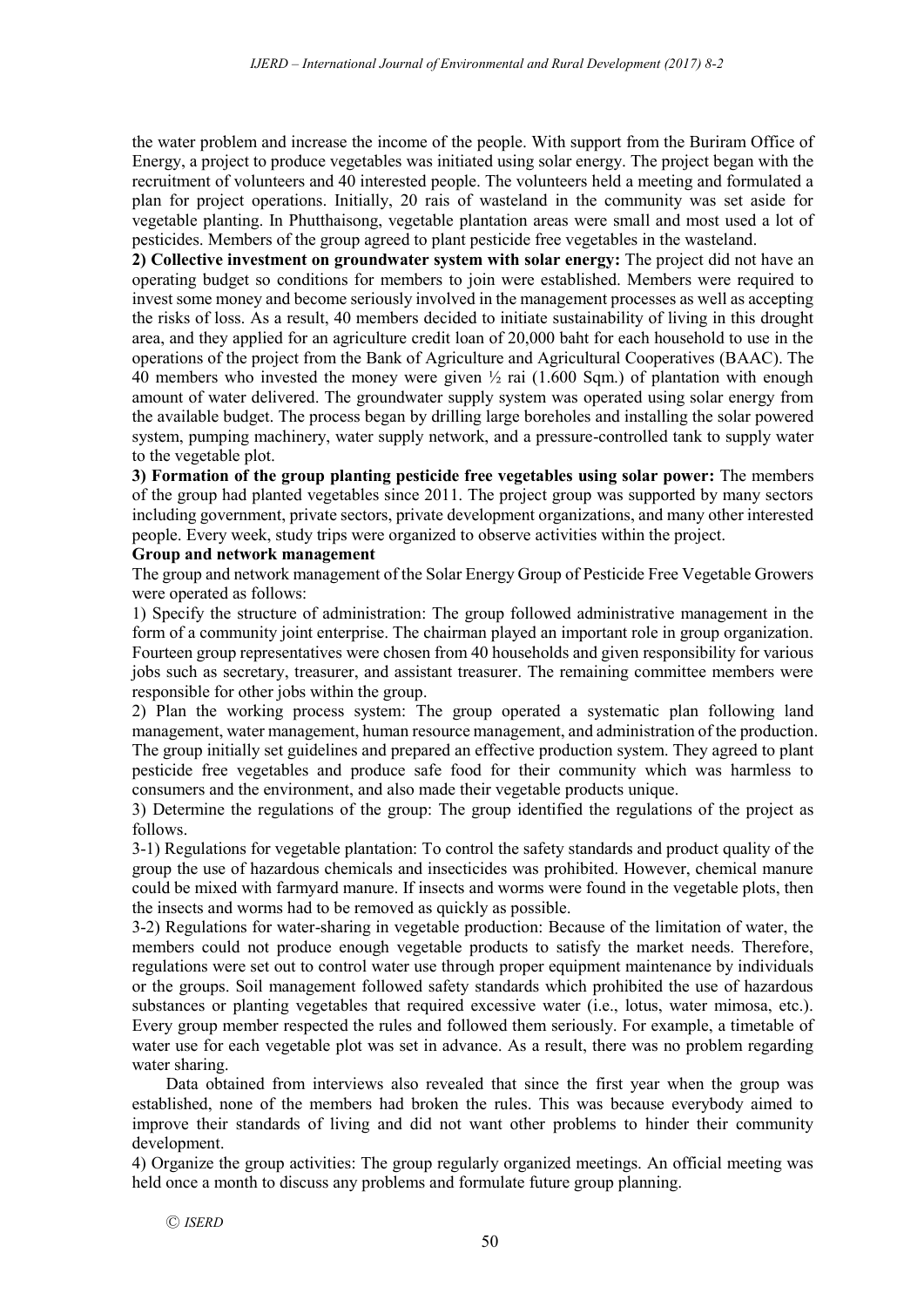the water problem and increase the income of the people. With support from the Buriram Office of Energy, a project to produce vegetables was initiated using solar energy. The project began with the recruitment of volunteers and 40 interested people. The volunteers held a meeting and formulated a plan for project operations. Initially, 20 rais of wasteland in the community was set aside for vegetable planting. In Phutthaisong, vegetable plantation areas were small and most used a lot of pesticides. Members of the group agreed to plant pesticide free vegetables in the wasteland.

**2) Collective investment on groundwater system with solar energy:** The project did not have an operating budget so conditions for members to join were established. Members were required to invest some money and become seriously involved in the management processes as well as accepting the risks of loss. As a result, 40 members decided to initiate sustainability of living in this drought area, and they applied for an agriculture credit loan of 20,000 baht for each household to use in the operations of the project from the Bank of Agriculture and Agricultural Cooperatives (BAAC). The 40 members who invested the money were given ½ rai (1.600 Sqm.) of plantation with enough amount of water delivered. The groundwater supply system was operated using solar energy from the available budget. The process began by drilling large boreholes and installing the solar powered system, pumping machinery, water supply network, and a pressure-controlled tank to supply water to the vegetable plot.

**3) Formation of the group planting pesticide free vegetables using solar power:** The members of the group had planted vegetables since 2011. The project group was supported by many sectors including government, private sectors, private development organizations, and many other interested people. Every week, study trips were organized to observe activities within the project.

**Group and network management**

The group and network management of the Solar Energy Group of Pesticide Free Vegetable Growers were operated as follows:

1) Specify the structure of administration: The group followed administrative management in the form of a community joint enterprise. The chairman played an important role in group organization. Fourteen group representatives were chosen from 40 households and given responsibility for various jobs such as secretary, treasurer, and assistant treasurer. The remaining committee members were responsible for other jobs within the group.

2) Plan the working process system: The group operated a systematic plan following land management, water management, human resource management, and administration of the production. The group initially set guidelines and prepared an effective production system. They agreed to plant pesticide free vegetables and produce safe food for their community which was harmless to consumers and the environment, and also made their vegetable products unique.

3) Determine the regulations of the group: The group identified the regulations of the project as follows.

3-1) Regulations for vegetable plantation: To control the safety standards and product quality of the group the use of hazardous chemicals and insecticides was prohibited. However, chemical manure could be mixed with farmyard manure. If insects and worms were found in the vegetable plots, then the insects and worms had to be removed as quickly as possible.

3-2) Regulations for water-sharing in vegetable production: Because of the limitation of water, the members could not produce enough vegetable products to satisfy the market needs. Therefore, regulations were set out to control water use through proper equipment maintenance by individuals or the groups. Soil management followed safety standards which prohibited the use of hazardous substances or planting vegetables that required excessive water (i.e., lotus, water mimosa, etc.). Every group member respected the rules and followed them seriously. For example, a timetable of water use for each vegetable plot was set in advance. As a result, there was no problem regarding water sharing.

Data obtained from interviews also revealed that since the first year when the group was established, none of the members had broken the rules. This was because everybody aimed to improve their standards of living and did not want other problems to hinder their community development.

4) Organize the group activities: The group regularly organized meetings. An official meeting was held once a month to discuss any problems and formulate future group planning.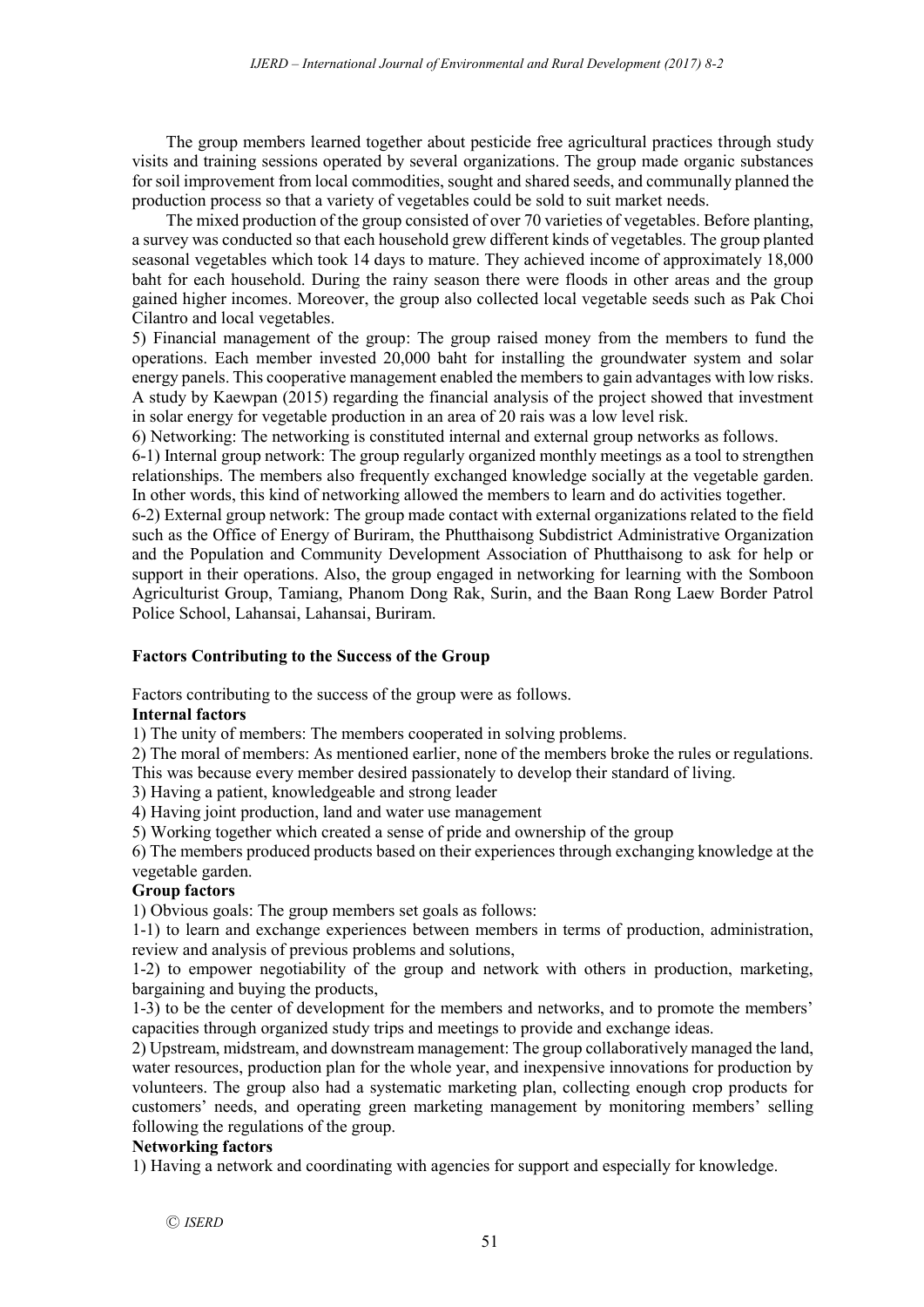The group members learned together about pesticide free agricultural practices through study visits and training sessions operated by several organizations. The group made organic substances for soil improvement from local commodities, sought and shared seeds, and communally planned the production process so that a variety of vegetables could be sold to suit market needs.

The mixed production of the group consisted of over 70 varieties of vegetables. Before planting, a survey was conducted so that each household grew different kinds of vegetables. The group planted seasonal vegetables which took 14 days to mature. They achieved income of approximately 18,000 baht for each household. During the rainy season there were floods in other areas and the group gained higher incomes. Moreover, the group also collected local vegetable seeds such as Pak Choi Cilantro and local vegetables.

5) Financial management of the group: The group raised money from the members to fund the operations. Each member invested 20,000 baht for installing the groundwater system and solar energy panels. This cooperative management enabled the members to gain advantages with low risks. A study by Kaewpan (2015) regarding the financial analysis of the project showed that investment in solar energy for vegetable production in an area of 20 rais was a low level risk.

6) Networking: The networking is constituted internal and external group networks as follows.

6-1) Internal group network: The group regularly organized monthly meetings as a tool to strengthen relationships. The members also frequently exchanged knowledge socially at the vegetable garden. In other words, this kind of networking allowed the members to learn and do activities together.

6-2) External group network: The group made contact with external organizations related to the field such as the Office of Energy of Buriram, the Phutthaisong Subdistrict Administrative Organization and the Population and Community Development Association of Phutthaisong to ask for help or support in their operations. Also, the group engaged in networking for learning with the Somboon Agriculturist Group, Tamiang, Phanom Dong Rak, Surin, and the Baan Rong Laew Border Patrol Police School, Lahansai, Lahansai, Buriram.

**Factors Contributing to the Success of the Group**

Factors contributing to the success of the group were as follows.

**Internal factors**

1) The unity of members: The members cooperated in solving problems.

2) The moral of members: As mentioned earlier, none of the members broke the rules or regulations. This was because every member desired passionately to develop their standard of living.

3) Having a patient, knowledgeable and strong leader

4) Having joint production, land and water use management

5) Working together which created a sense of pride and ownership of the group

6) The members produced products based on their experiences through exchanging knowledge at the vegetable garden.

**Group factors**

1) Obvious goals: The group members set goals as follows:

1-1) to learn and exchange experiences between members in terms of production, administration, review and analysis of previous problems and solutions,

1-2) to empower negotiability of the group and network with others in production, marketing, bargaining and buying the products,

1-3) to be the center of development for the members and networks, and to promote the members' capacities through organized study trips and meetings to provide and exchange ideas.

2) Upstream, midstream, and downstream management: The group collaboratively managed the land, water resources, production plan for the whole year, and inexpensive innovations for production by volunteers. The group also had a systematic marketing plan, collecting enough crop products for customers' needs, and operating green marketing management by monitoring members' selling following the regulations of the group.

**Networking factors**

1) Having a network and coordinating with agencies for support and especially for knowledge.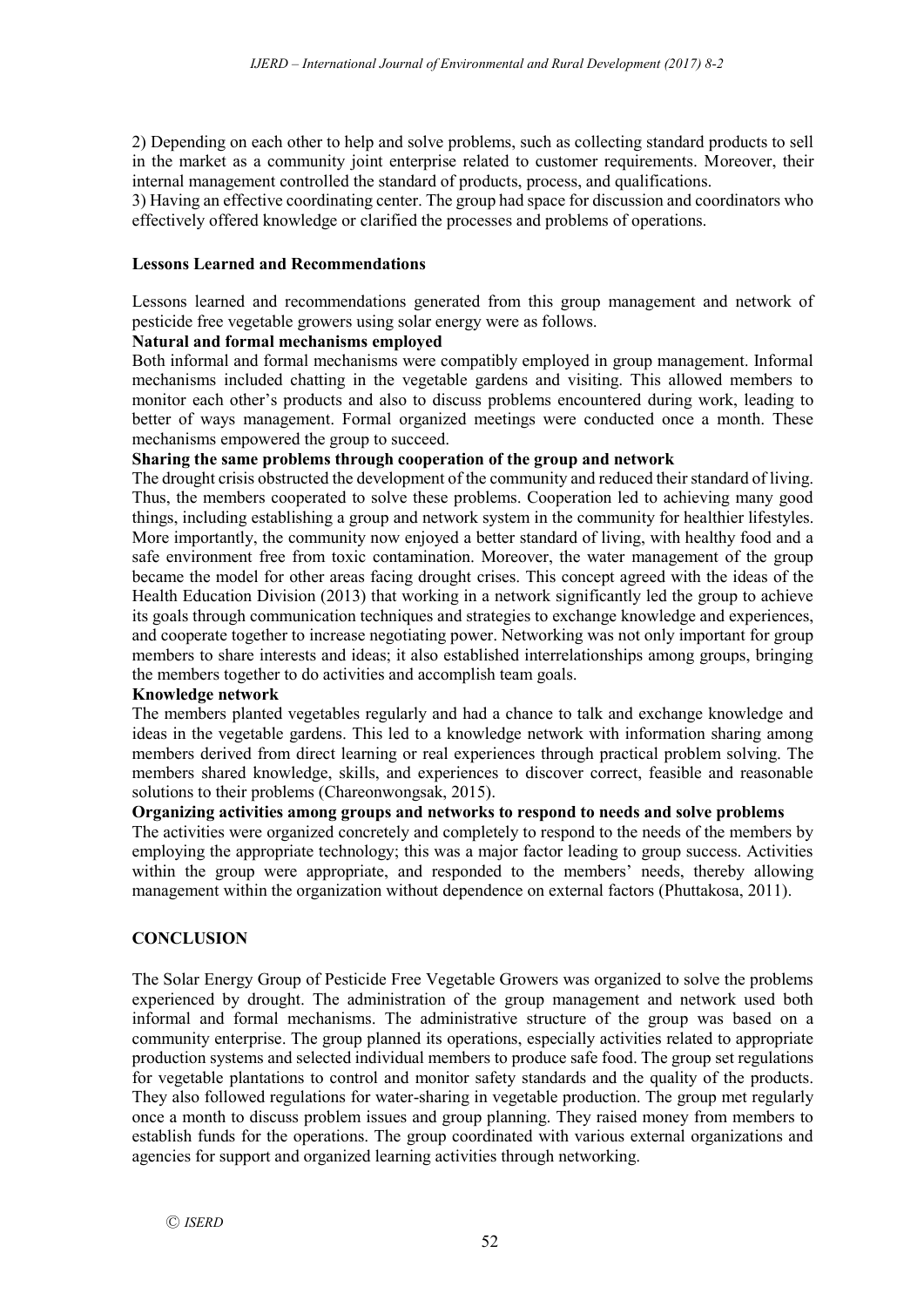2) Depending on each other to help and solve problems, such as collecting standard products to sell in the market as a community joint enterprise related to customer requirements. Moreover, their internal management controlled the standard of products, process, and qualifications.
3) Having an effective coordinating center. The group had space for discussion and coordinators who effectively offered knowledge or clarified the processes and problems of operations.

**Lessons Learned and Recommendations**

Lessons learned and recommendations generated from this group management and network of pesticide free vegetable growers using solar energy were as follows.

**Natural and formal mechanisms employed**

Both informal and formal mechanisms were compatibly employed in group management. Informal mechanisms included chatting in the vegetable gardens and visiting. This allowed members to monitor each other's products and also to discuss problems encountered during work, leading to better of ways management. Formal organized meetings were conducted once a month. These mechanisms empowered the group to succeed.

**Sharing the same problems through cooperation of the group and network**

The drought crisis obstructed the development of the community and reduced their standard of living. Thus, the members cooperated to solve these problems. Cooperation led to achieving many good things, including establishing a group and network system in the community for healthier lifestyles. More importantly, the community now enjoyed a better standard of living, with healthy food and a safe environment free from toxic contamination. Moreover, the water management of the group became the model for other areas facing drought crises. This concept agreed with the ideas of the Health Education Division (2013) that working in a network significantly led the group to achieve its goals through communication techniques and strategies to exchange knowledge and experiences, and cooperate together to increase negotiating power. Networking was not only important for group members to share interests and ideas; it also established interrelationships among groups, bringing the members together to do activities and accomplish team goals.

**Knowledge network**

The members planted vegetables regularly and had a chance to talk and exchange knowledge and ideas in the vegetable gardens. This led to a knowledge network with information sharing among members derived from direct learning or real experiences through practical problem solving. The members shared knowledge, skills, and experiences to discover correct, feasible and reasonable solutions to their problems (Chareonwongsak, 2015).

**Organizing activities among groups and networks to respond to needs and solve problems**

The activities were organized concretely and completely to respond to the needs of the members by employing the appropriate technology; this was a major factor leading to group success. Activities within the group were appropriate, and responded to the members' needs, thereby allowing management within the organization without dependence on external factors (Phuttakosa, 2011).

## CONCLUSION

The Solar Energy Group of Pesticide Free Vegetable Growers was organized to solve the problems experienced by drought. The administration of the group management and network used both informal and formal mechanisms. The administrative structure of the group was based on a community enterprise. The group planned its operations, especially activities related to appropriate production systems and selected individual members to produce safe food. The group set regulations for vegetable plantations to control and monitor safety standards and the quality of the products. They also followed regulations for water-sharing in vegetable production. The group met regularly once a month to discuss problem issues and group planning. They raised money from members to establish funds for the operations. The group coordinated with various external organizations and agencies for support and organized learning activities through networking.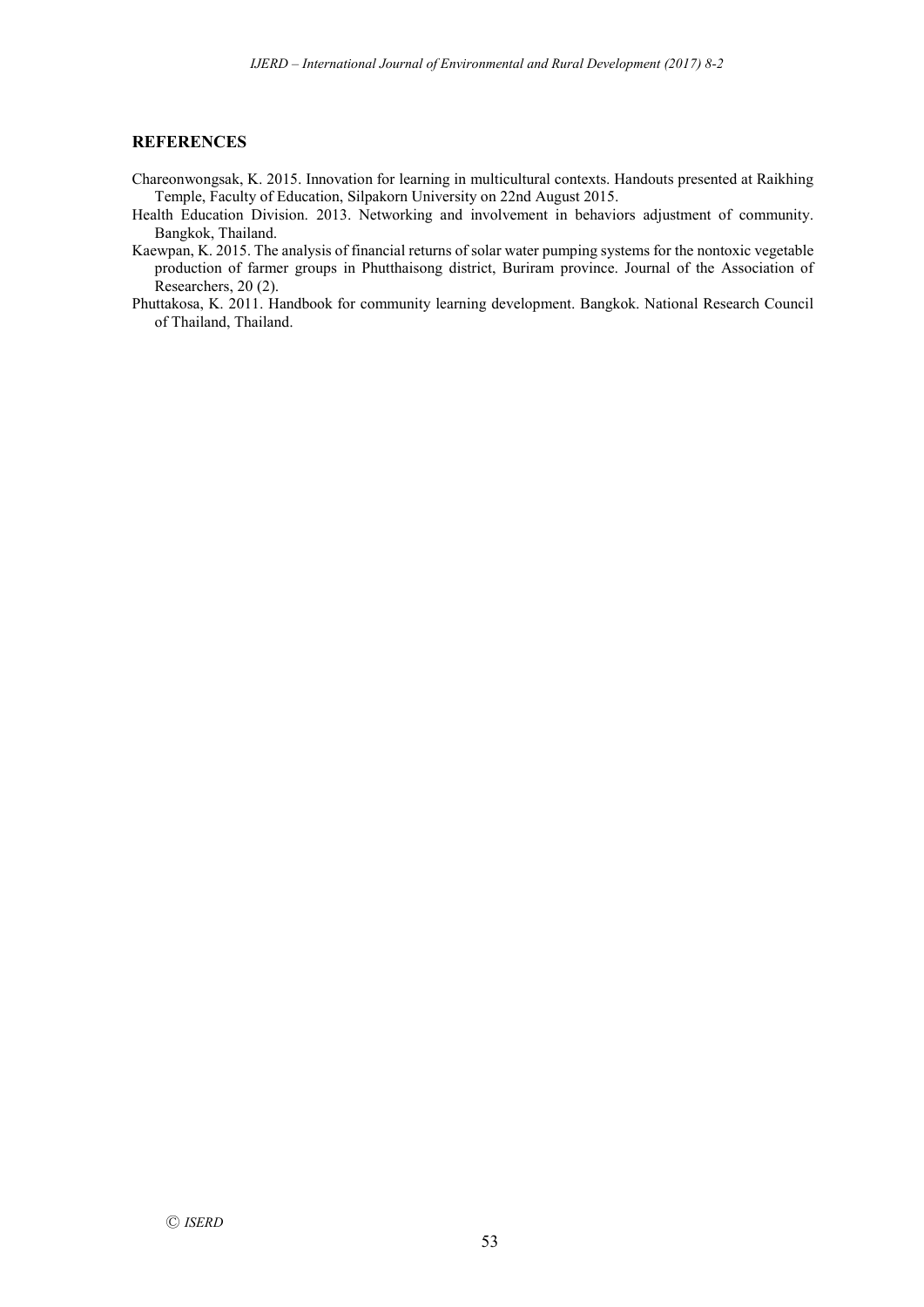## REFERENCES

Chareonwongsak, K. 2015. Innovation for learning in multicultural contexts. Handouts presented at Raikhing Temple, Faculty of Education, Silpakorn University on 22nd August 2015.

Health Education Division. 2013. Networking and involvement in behaviors adjustment of community. Bangkok, Thailand.

Kaewpan, K. 2015. The analysis of financial returns of solar water pumping systems for the nontoxic vegetable production of farmer groups in Phutthaisong district, Buriram province. Journal of the Association of Researchers, 20 (2).

Phuttakosa, K. 2011. Handbook for community learning development. Bangkok. National Research Council of Thailand, Thailand.